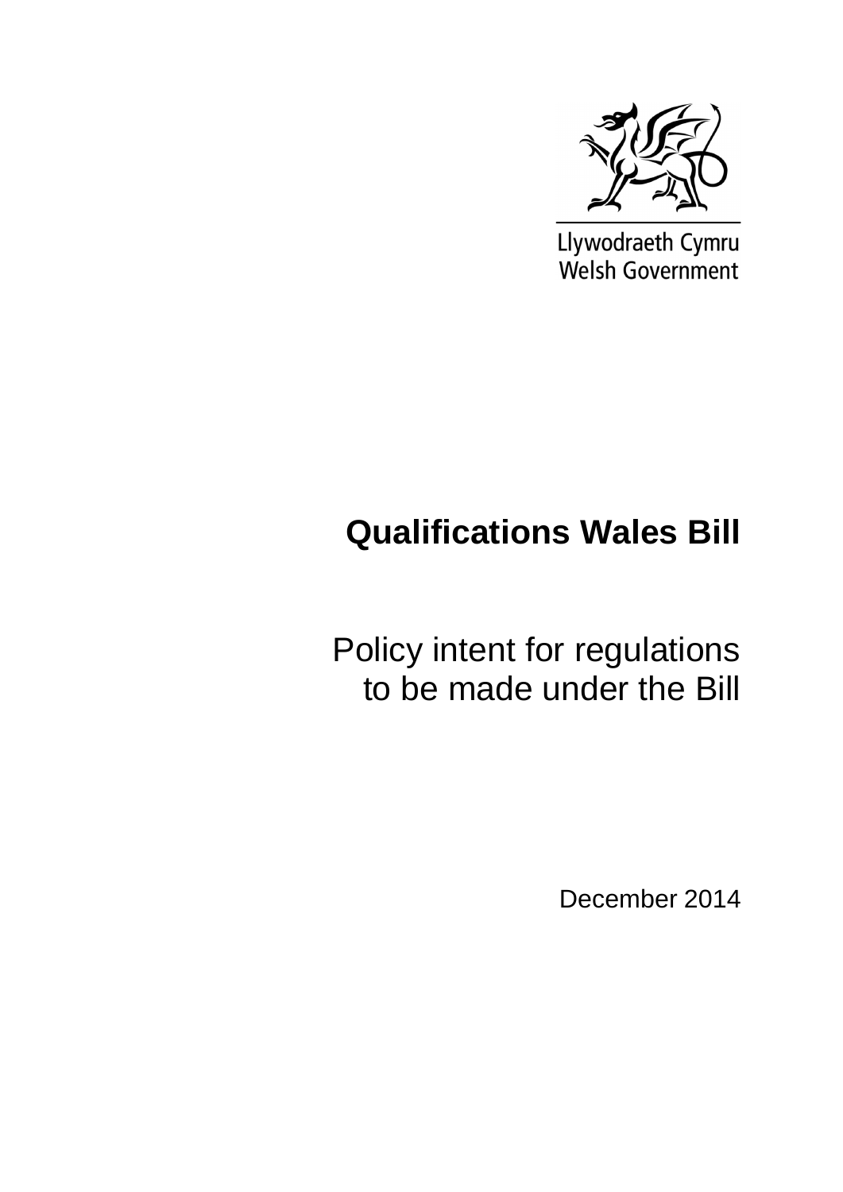Llywodraeth Cymru
Welsh Government

# Qualifications Wales Bill

## Policy intent for regulations to be made under the Bill

December 2014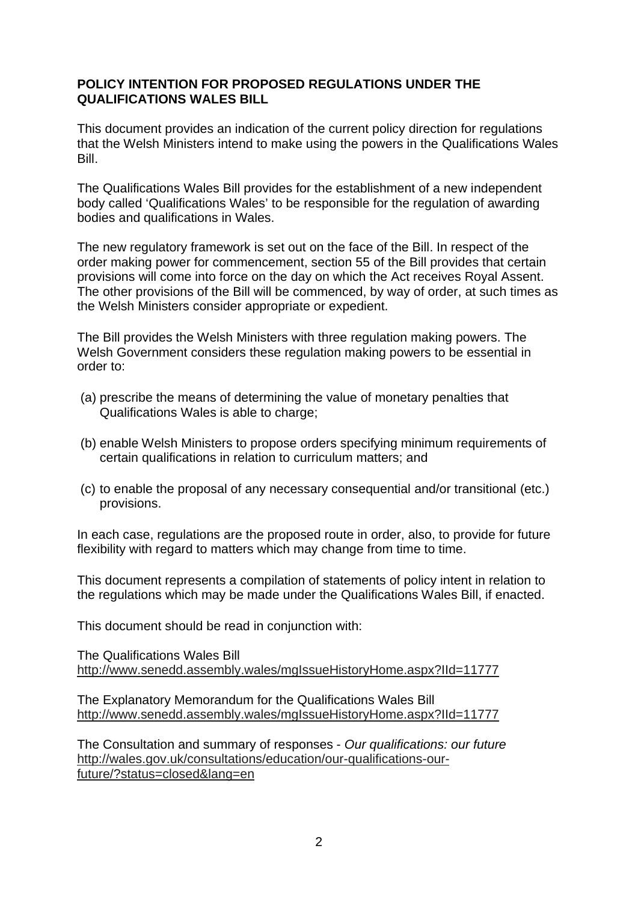**POLICY INTENTION FOR PROPOSED REGULATIONS UNDER THE QUALIFICATIONS WALES BILL**

This document provides an indication of the current policy direction for regulations that the Welsh Ministers intend to make using the powers in the Qualifications Wales Bill.

The Qualifications Wales Bill provides for the establishment of a new independent body called 'Qualifications Wales' to be responsible for the regulation of awarding bodies and qualifications in Wales.

The new regulatory framework is set out on the face of the Bill. In respect of the order making power for commencement, section 55 of the Bill provides that certain provisions will come into force on the day on which the Act receives Royal Assent. The other provisions of the Bill will be commenced, by way of order, at such times as the Welsh Ministers consider appropriate or expedient.

The Bill provides the Welsh Ministers with three regulation making powers. The Welsh Government considers these regulation making powers to be essential in order to:

(a) prescribe the means of determining the value of monetary penalties that Qualifications Wales is able to charge;

(b) enable Welsh Ministers to propose orders specifying minimum requirements of certain qualifications in relation to curriculum matters; and

(c) to enable the proposal of any necessary consequential and/or transitional (etc.) provisions.

In each case, regulations are the proposed route in order, also, to provide for future flexibility with regard to matters which may change from time to time.

This document represents a compilation of statements of policy intent in relation to the regulations which may be made under the Qualifications Wales Bill, if enacted.

This document should be read in conjunction with:

The Qualifications Wales Bill
http://www.senedd.assembly.wales/mgIssueHistoryHome.aspx?IId=11777

The Explanatory Memorandum for the Qualifications Wales Bill
http://www.senedd.assembly.wales/mgIssueHistoryHome.aspx?IId=11777

The Consultation and summary of responses - *Our qualifications: our future*
http://wales.gov.uk/consultations/education/our-qualifications-our-future/?status=closed&lang=en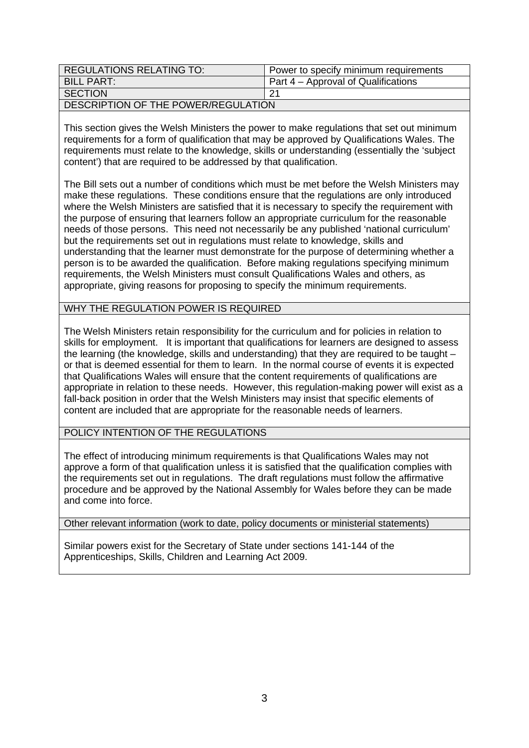| REGULATIONS RELATING TO: | Power to specify minimum requirements |
|---|---|
| BILL PART: | Part 4 – Approval of Qualifications |
| SECTION | 21 |

DESCRIPTION OF THE POWER/REGULATION

This section gives the Welsh Ministers the power to make regulations that set out minimum requirements for a form of qualification that may be approved by Qualifications Wales. The requirements must relate to the knowledge, skills or understanding (essentially the 'subject content') that are required to be addressed by that qualification.

The Bill sets out a number of conditions which must be met before the Welsh Ministers may make these regulations. These conditions ensure that the regulations are only introduced where the Welsh Ministers are satisfied that it is necessary to specify the requirement with the purpose of ensuring that learners follow an appropriate curriculum for the reasonable needs of those persons. This need not necessarily be any published 'national curriculum' but the requirements set out in regulations must relate to knowledge, skills and understanding that the learner must demonstrate for the purpose of determining whether a person is to be awarded the qualification. Before making regulations specifying minimum requirements, the Welsh Ministers must consult Qualifications Wales and others, as appropriate, giving reasons for proposing to specify the minimum requirements.

WHY THE REGULATION POWER IS REQUIRED

The Welsh Ministers retain responsibility for the curriculum and for policies in relation to skills for employment. It is important that qualifications for learners are designed to assess the learning (the knowledge, skills and understanding) that they are required to be taught – or that is deemed essential for them to learn. In the normal course of events it is expected that Qualifications Wales will ensure that the content requirements of qualifications are appropriate in relation to these needs. However, this regulation-making power will exist as a fall-back position in order that the Welsh Ministers may insist that specific elements of content are included that are appropriate for the reasonable needs of learners.

POLICY INTENTION OF THE REGULATIONS

The effect of introducing minimum requirements is that Qualifications Wales may not approve a form of that qualification unless it is satisfied that the qualification complies with the requirements set out in regulations. The draft regulations must follow the affirmative procedure and be approved by the National Assembly for Wales before they can be made and come into force.

Other relevant information (work to date, policy documents or ministerial statements)

Similar powers exist for the Secretary of State under sections 141-144 of the Apprenticeships, Skills, Children and Learning Act 2009.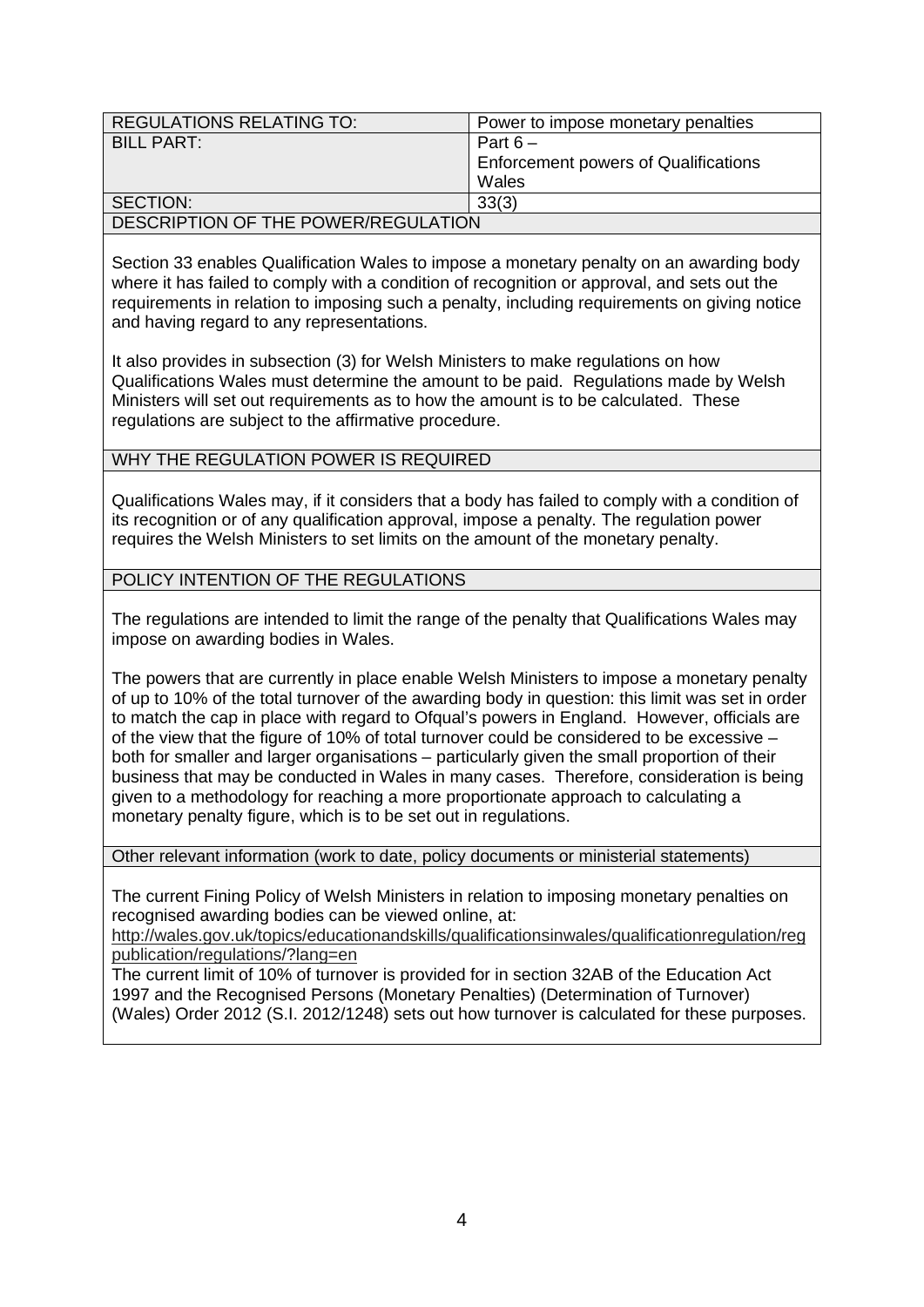| REGULATIONS RELATING TO: | Power to impose monetary penalties |
|---|---|
| BILL PART: | Part 6 – Enforcement powers of Qualifications Wales |
| SECTION: | 33(3) |

**DESCRIPTION OF THE POWER/REGULATION**

Section 33 enables Qualification Wales to impose a monetary penalty on an awarding body where it has failed to comply with a condition of recognition or approval, and sets out the requirements in relation to imposing such a penalty, including requirements on giving notice and having regard to any representations.

It also provides in subsection (3) for Welsh Ministers to make regulations on how Qualifications Wales must determine the amount to be paid. Regulations made by Welsh Ministers will set out requirements as to how the amount is to be calculated. These regulations are subject to the affirmative procedure.

**WHY THE REGULATION POWER IS REQUIRED**

Qualifications Wales may, if it considers that a body has failed to comply with a condition of its recognition or of any qualification approval, impose a penalty. The regulation power requires the Welsh Ministers to set limits on the amount of the monetary penalty.

**POLICY INTENTION OF THE REGULATIONS**

The regulations are intended to limit the range of the penalty that Qualifications Wales may impose on awarding bodies in Wales.

The powers that are currently in place enable Welsh Ministers to impose a monetary penalty of up to 10% of the total turnover of the awarding body in question: this limit was set in order to match the cap in place with regard to Ofqual's powers in England. However, officials are of the view that the figure of 10% of total turnover could be considered to be excessive – both for smaller and larger organisations – particularly given the small proportion of their business that may be conducted in Wales in many cases. Therefore, consideration is being given to a methodology for reaching a more proportionate approach to calculating a monetary penalty figure, which is to be set out in regulations.

**Other relevant information (work to date, policy documents or ministerial statements)**

The current Fining Policy of Welsh Ministers in relation to imposing monetary penalties on recognised awarding bodies can be viewed online, at:
http://wales.gov.uk/topics/educationandskills/qualificationsinwales/qualificationregulation/regpublication/regulations/?lang=en
The current limit of 10% of turnover is provided for in section 32AB of the Education Act 1997 and the Recognised Persons (Monetary Penalties) (Determination of Turnover) (Wales) Order 2012 (S.I. 2012/1248) sets out how turnover is calculated for these purposes.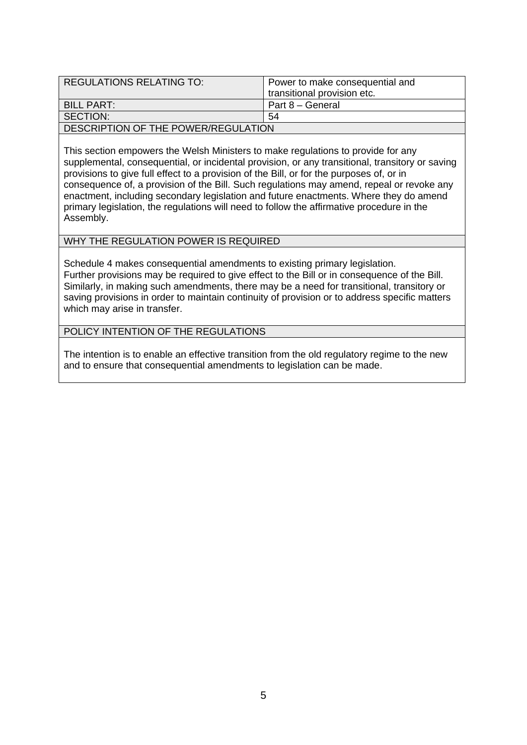| REGULATIONS RELATING TO: | Power to make consequential and transitional provision etc. |
| --- | --- |
| BILL PART: | Part 8 – General |
| SECTION: | 54 |

**DESCRIPTION OF THE POWER/REGULATION**

This section empowers the Welsh Ministers to make regulations to provide for any supplemental, consequential, or incidental provision, or any transitional, transitory or saving provisions to give full effect to a provision of the Bill, or for the purposes of, or in consequence of, a provision of the Bill. Such regulations may amend, repeal or revoke any enactment, including secondary legislation and future enactments. Where they do amend primary legislation, the regulations will need to follow the affirmative procedure in the Assembly.

**WHY THE REGULATION POWER IS REQUIRED**

Schedule 4 makes consequential amendments to existing primary legislation. Further provisions may be required to give effect to the Bill or in consequence of the Bill. Similarly, in making such amendments, there may be a need for transitional, transitory or saving provisions in order to maintain continuity of provision or to address specific matters which may arise in transfer.

**POLICY INTENTION OF THE REGULATIONS**

The intention is to enable an effective transition from the old regulatory regime to the new and to ensure that consequential amendments to legislation can be made.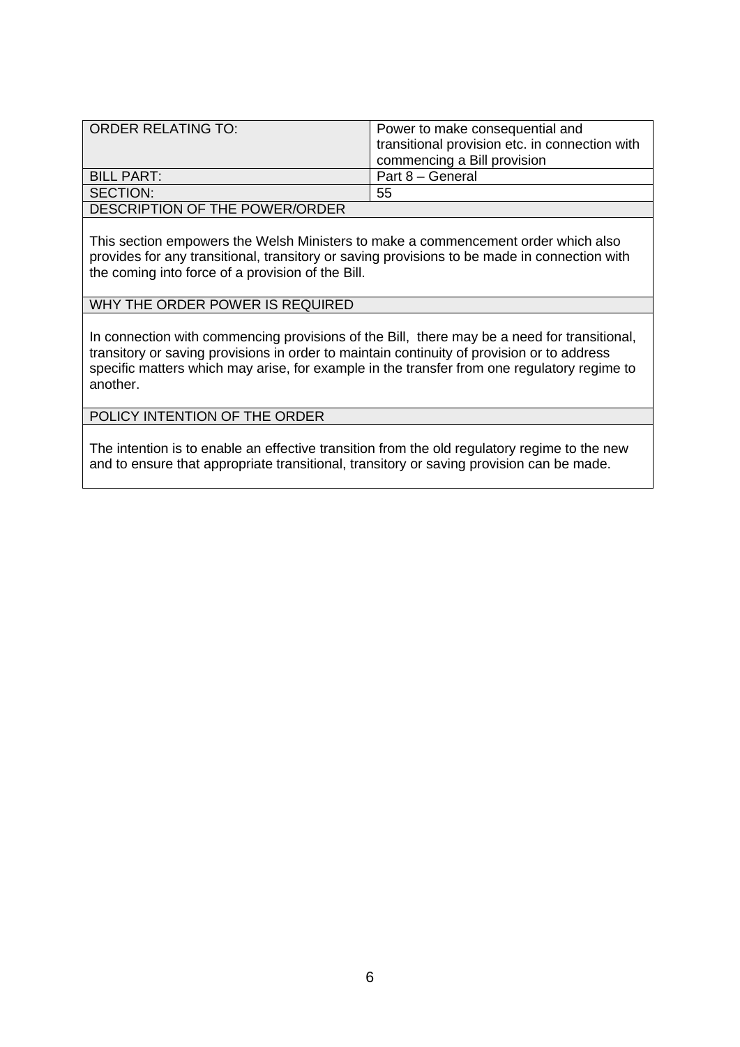| | |
|---|---|
| ORDER RELATING TO: | Power to make consequential and transitional provision etc. in connection with commencing a Bill provision |
| BILL PART: | Part 8 – General |
| SECTION: | 55 |

DESCRIPTION OF THE POWER/ORDER

This section empowers the Welsh Ministers to make a commencement order which also provides for any transitional, transitory or saving provisions to be made in connection with the coming into force of a provision of the Bill.

WHY THE ORDER POWER IS REQUIRED

In connection with commencing provisions of the Bill, there may be a need for transitional, transitory or saving provisions in order to maintain continuity of provision or to address specific matters which may arise, for example in the transfer from one regulatory regime to another.

POLICY INTENTION OF THE ORDER

The intention is to enable an effective transition from the old regulatory regime to the new and to ensure that appropriate transitional, transitory or saving provision can be made.